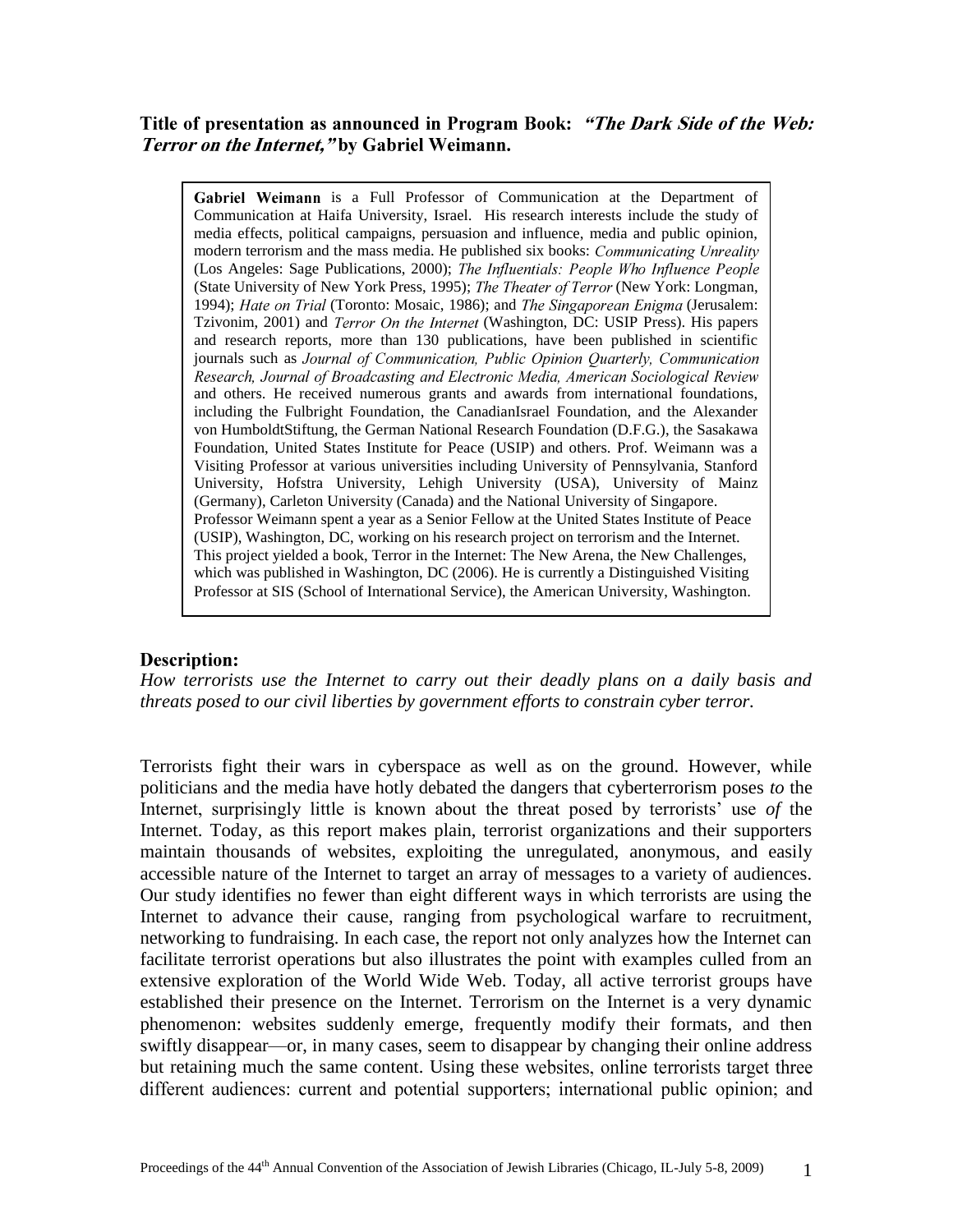**Title of presentation as announced in Program Book:** ***"The Dark Side of the Web: Terror on the Internet,"*** **by Gabriel Weimann.**

> **Gabriel Weimann** is a Full Professor of Communication at the Department of Communication at Haifa University, Israel. His research interests include the study of media effects, political campaigns, persuasion and influence, media and public opinion, modern terrorism and the mass media. He published six books: *Communicating Unreality* (Los Angeles: Sage Publications, 2000); *The Influentials: People Who Influence People* (State University of New York Press, 1995); *The Theater of Terror* (New York: Longman, 1994); *Hate on Trial* (Toronto: Mosaic, 1986); and *The Singaporean Enigma* (Jerusalem: Tzivonim, 2001) and *Terror On the Internet* (Washington, DC: USIP Press). His papers and research reports, more than 130 publications, have been published in scientific journals such as *Journal of Communication, Public Opinion Quarterly, Communication Research, Journal of Broadcasting and Electronic Media, American Sociological Review* and others. He received numerous grants and awards from international foundations, including the Fulbright Foundation, the CanadianIsrael Foundation, and the Alexander von HumboldtStiftung, the German National Research Foundation (D.F.G.), the Sasakawa Foundation, United States Institute for Peace (USIP) and others. Prof. Weimann was a Visiting Professor at various universities including University of Pennsylvania, Stanford University, Hofstra University, Lehigh University (USA), University of Mainz (Germany), Carleton University (Canada) and the National University of Singapore. Professor Weimann spent a year as a Senior Fellow at the United States Institute of Peace (USIP), Washington, DC, working on his research project on terrorism and the Internet. This project yielded a book, Terror in the Internet: The New Arena, the New Challenges, which was published in Washington, DC (2006). He is currently a Distinguished Visiting Professor at SIS (School of International Service), the American University, Washington.

**Description:**

*How terrorists use the Internet to carry out their deadly plans on a daily basis and threats posed to our civil liberties by government efforts to constrain cyber terror.*

Terrorists fight their wars in cyberspace as well as on the ground. However, while politicians and the media have hotly debated the dangers that cyberterrorism poses *to* the Internet, surprisingly little is known about the threat posed by terrorists' use *of* the Internet. Today, as this report makes plain, terrorist organizations and their supporters maintain thousands of websites, exploiting the unregulated, anonymous, and easily accessible nature of the Internet to target an array of messages to a variety of audiences. Our study identifies no fewer than eight different ways in which terrorists are using the Internet to advance their cause, ranging from psychological warfare to recruitment, networking to fundraising. In each case, the report not only analyzes how the Internet can facilitate terrorist operations but also illustrates the point with examples culled from an extensive exploration of the World Wide Web. Today, all active terrorist groups have established their presence on the Internet. Terrorism on the Internet is a very dynamic phenomenon: websites suddenly emerge, frequently modify their formats, and then swiftly disappear—or, in many cases, seem to disappear by changing their online address but retaining much the same content. Using these websites, online terrorists target three different audiences: current and potential supporters; international public opinion; and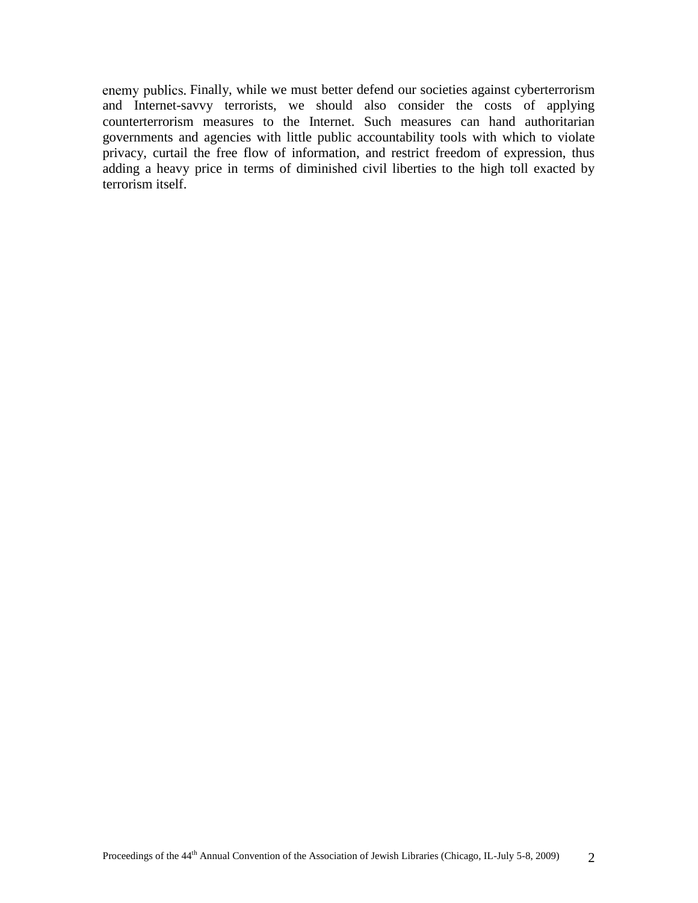enemy publics. Finally, while we must better defend our societies against cyberterrorism and Internet-savvy terrorists, we should also consider the costs of applying counterterrorism measures to the Internet. Such measures can hand authoritarian governments and agencies with little public accountability tools with which to violate privacy, curtail the free flow of information, and restrict freedom of expression, thus adding a heavy price in terms of diminished civil liberties to the high toll exacted by terrorism itself.